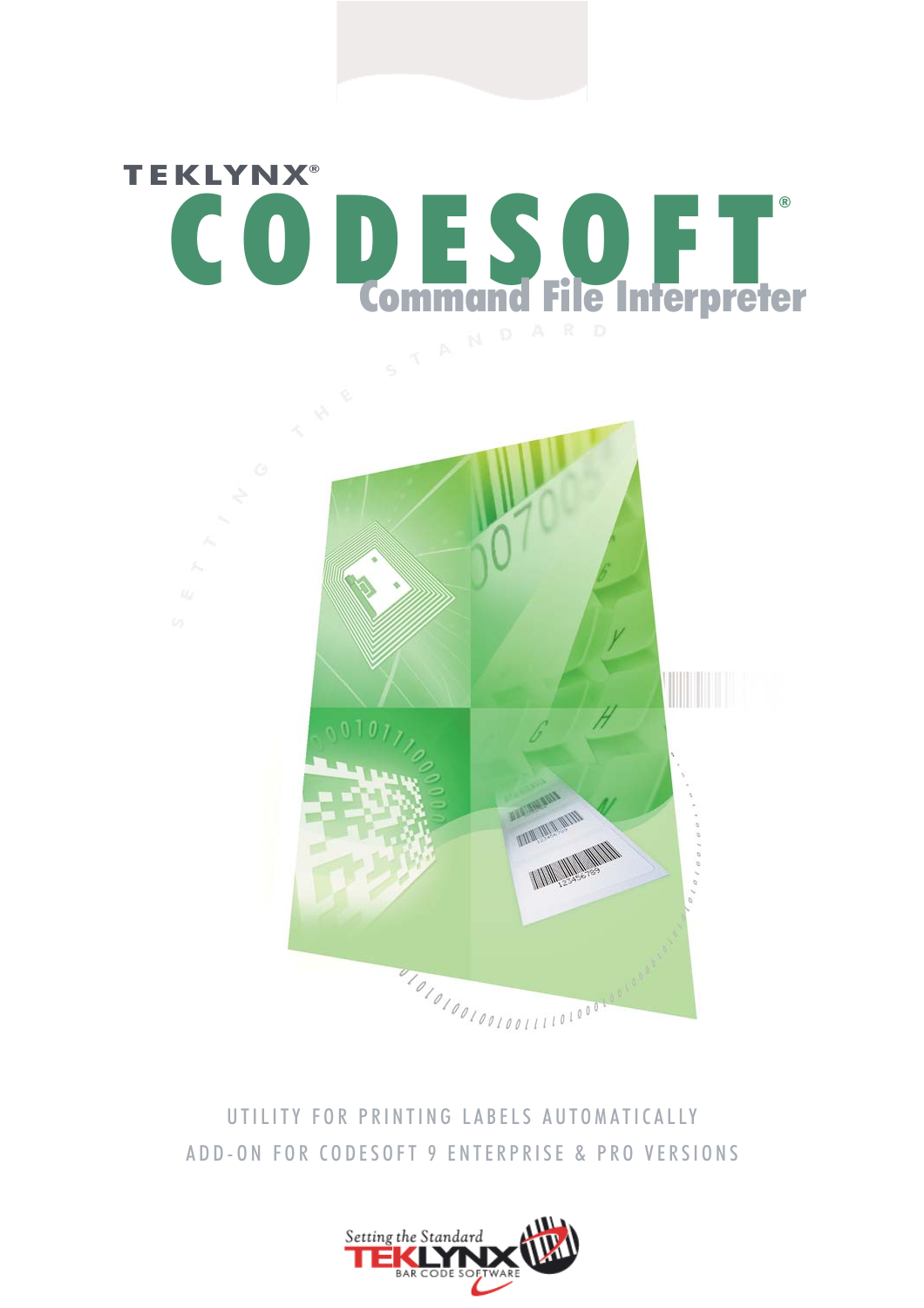TEKLYNX®

# CODESOFT®

## Command File Interpreter

UTILITY FOR PRINTING LABELS AUTOMATICALLY

ADD-ON FOR CODESOFT 9 ENTERPRISE & PRO VERSIONS

Setting the Standard TEKLYNX BAR CODE SOFTWARE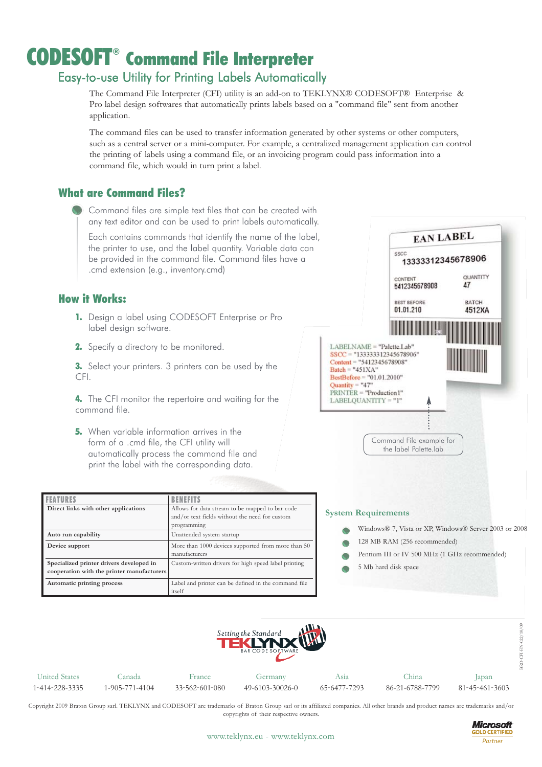# CODESOFT® Command File Interpreter

## Easy-to-use Utility for Printing Labels Automatically

The Command File Interpreter (CFI) utility is an add-on to TEKLYNX® CODESOFT® Enterprise & Pro label design softwares that automatically prints labels based on a "command file" sent from another application.

The command files can be used to transfer information generated by other systems or other computers, such as a central server or a mini-computer. For example, a centralized management application can control the printing of labels using a command file, or an invoicing program could pass information into a command file, which would in turn print a label.

## What are Command Files?

Command files are simple text files that can be created with any text editor and can be used to print labels automatically.

Each contains commands that identify the name of the label, the printer to use, and the label quantity. Variable data can be provided in the command file. Command files have a .cmd extension (e.g., inventory.cmd)

EAN LABEL

SSCC
13333312345678906

CONTENT
5412345678908

QUANTITY
47

BEST BEFORE
01.01.210

BATCH
4512XA

```
LABELNAME = "Palette.Lab"
SSCC = "133333123456789906"
Content = "5412345678908"
Batch = "451XA"
BestBefore = "01.01.2010"
Quantity = "47"
PRINTER = "Production1"
LABELQUANTITY = "1"
```

Command File example for the label Palette.lab

## How it Works:

1. Design a label using CODESOFT Enterprise or Pro label design software.
2. Specify a directory to be monitored.
3. Select your printers. 3 printers can be used by the CFI.
4. The CFI monitor the repertoire and waiting for the command file.
5. When variable information arrives in the form of a .cmd file, the CFI utility will automatically process the command file and print the label with the corresponding data.

| FEATURES | BENEFITS |
|---|---|
| **Direct links with other applications** | Allows for data stream to be mapped to bar code and/or text fields without the need for custom programming |
| **Auto run capability** | Unattended system startup |
| **Device support** | More than 1000 devices supported from more than 50 manufacturers |
| **Specialized printer drivers developed in cooperation with the printer manufacturers** | Custom-written drivers for high speed label printing |
| **Automatic printing process** | Label and printer can be defined in the command file itself |

## System Requirements

- Windows® 7, Vista or XP, Windows® Server 2003 or 2008
- 128 MB RAM (256 recommended)
- Pentium III or IV 500 MHz (1 GHz recommended)
- 5 Mb hard disk space

Setting the Standard
TEKLYNX
BAR CODE SOFTWARE

| United States | Canada | France | Germany | Asia | China | Japan |
|---|---|---|---|---|---|---|
| 1-414-228-3335 | 1-905-771-4104 | 33-562-601-080 | 49-6103-30026-0 | 65-6477-7293 | 86-21-6788-7799 | 81-45-461-3603 |

Copyright 2009 Braton Group sarl. TEKLYNX and CODESOFT are trademarks of Braton Group sarl or its affiliated companies. All other brands and product names are trademarks and/or copyrights of their respective owners.

www.teklynx.eu - www.teklynx.com

Microsoft GOLD CERTIFIED Partner

BRO-CFI-EN-022/10/09